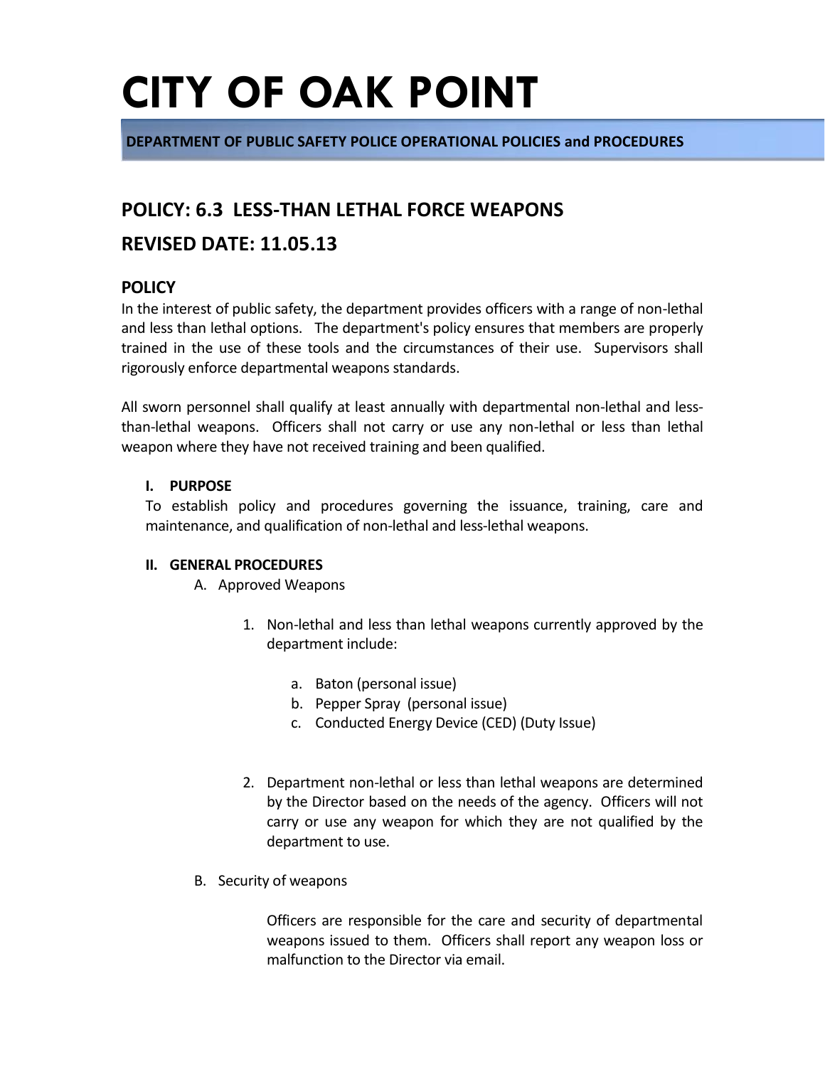# CITY OF OAK POINT

**DEPARTMENT OF PUBLIC SAFETY POLICE OPERATIONAL POLICIES and PROCEDURES**

## POLICY: 6.3 LESS-THAN LETHAL FORCE WEAPONS

## REVISED DATE: 11.05.13

### POLICY

In the interest of public safety, the department provides officers with a range of non-lethal and less than lethal options. The department's policy ensures that members are properly trained in the use of these tools and the circumstances of their use. Supervisors shall rigorously enforce departmental weapons standards.

All sworn personnel shall qualify at least annually with departmental non-lethal and less-than-lethal weapons. Officers shall not carry or use any non-lethal or less than lethal weapon where they have not received training and been qualified.

**I. PURPOSE**

To establish policy and procedures governing the issuance, training, care and maintenance, and qualification of non-lethal and less-lethal weapons.

**II. GENERAL PROCEDURES**

A. Approved Weapons

1. Non-lethal and less than lethal weapons currently approved by the department include:
    a. Baton (personal issue)
    b. Pepper Spray (personal issue)
    c. Conducted Energy Device (CED) (Duty Issue)

2. Department non-lethal or less than lethal weapons are determined by the Director based on the needs of the agency. Officers will not carry or use any weapon for which they are not qualified by the department to use.

B. Security of weapons

Officers are responsible for the care and security of departmental weapons issued to them. Officers shall report any weapon loss or malfunction to the Director via email.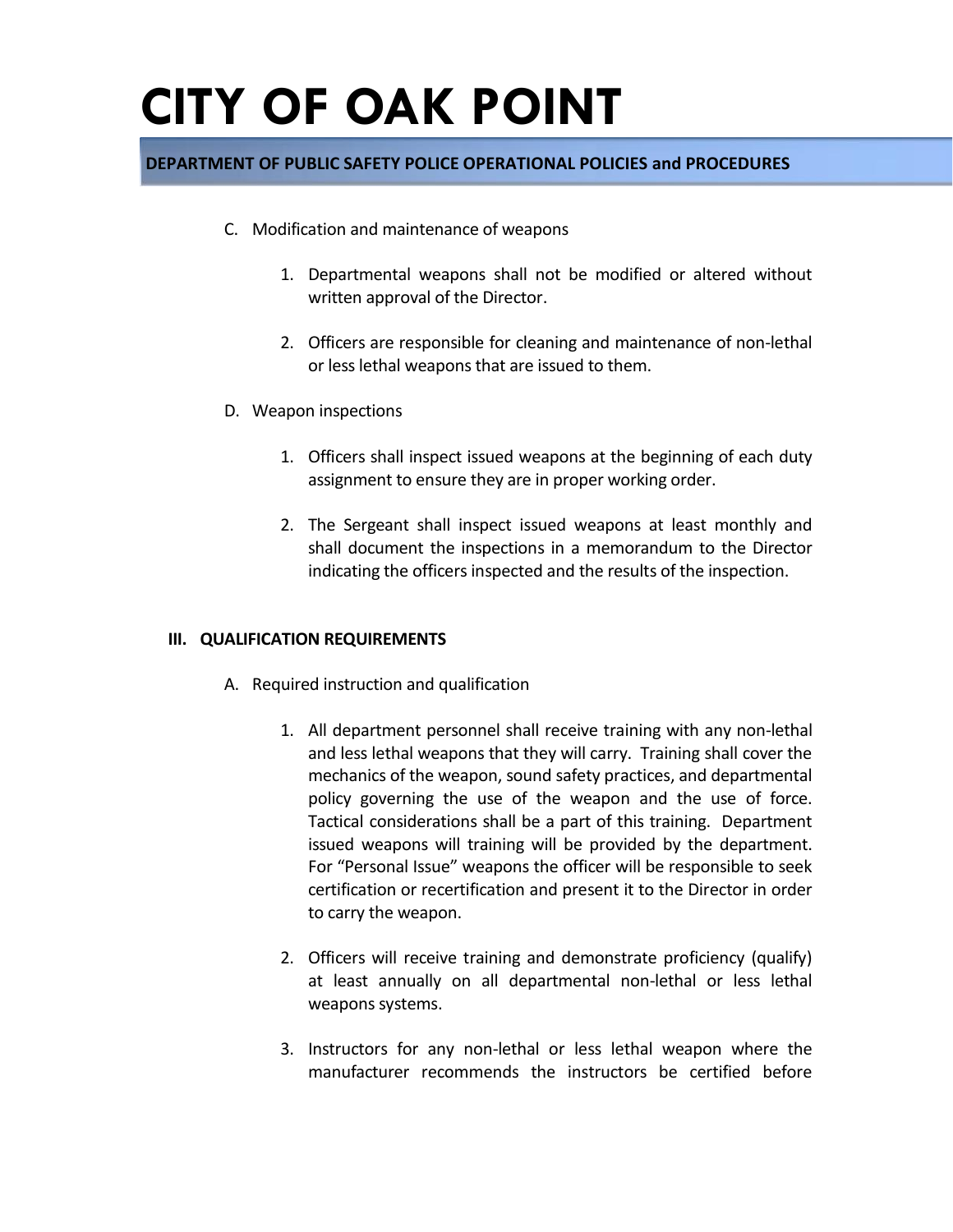C. Modification and maintenance of weapons

1. Departmental weapons shall not be modified or altered without written approval of the Director.

2. Officers are responsible for cleaning and maintenance of non-lethal or less lethal weapons that are issued to them.

D. Weapon inspections

1. Officers shall inspect issued weapons at the beginning of each duty assignment to ensure they are in proper working order.

2. The Sergeant shall inspect issued weapons at least monthly and shall document the inspections in a memorandum to the Director indicating the officers inspected and the results of the inspection.

## III. QUALIFICATION REQUIREMENTS

A. Required instruction and qualification

1. All department personnel shall receive training with any non-lethal and less lethal weapons that they will carry. Training shall cover the mechanics of the weapon, sound safety practices, and departmental policy governing the use of the weapon and the use of force. Tactical considerations shall be a part of this training. Department issued weapons will training will be provided by the department. For "Personal Issue" weapons the officer will be responsible to seek certification or recertification and present it to the Director in order to carry the weapon.

2. Officers will receive training and demonstrate proficiency (qualify) at least annually on all departmental non-lethal or less lethal weapons systems.

3. Instructors for any non-lethal or less lethal weapon where the manufacturer recommends the instructors be certified before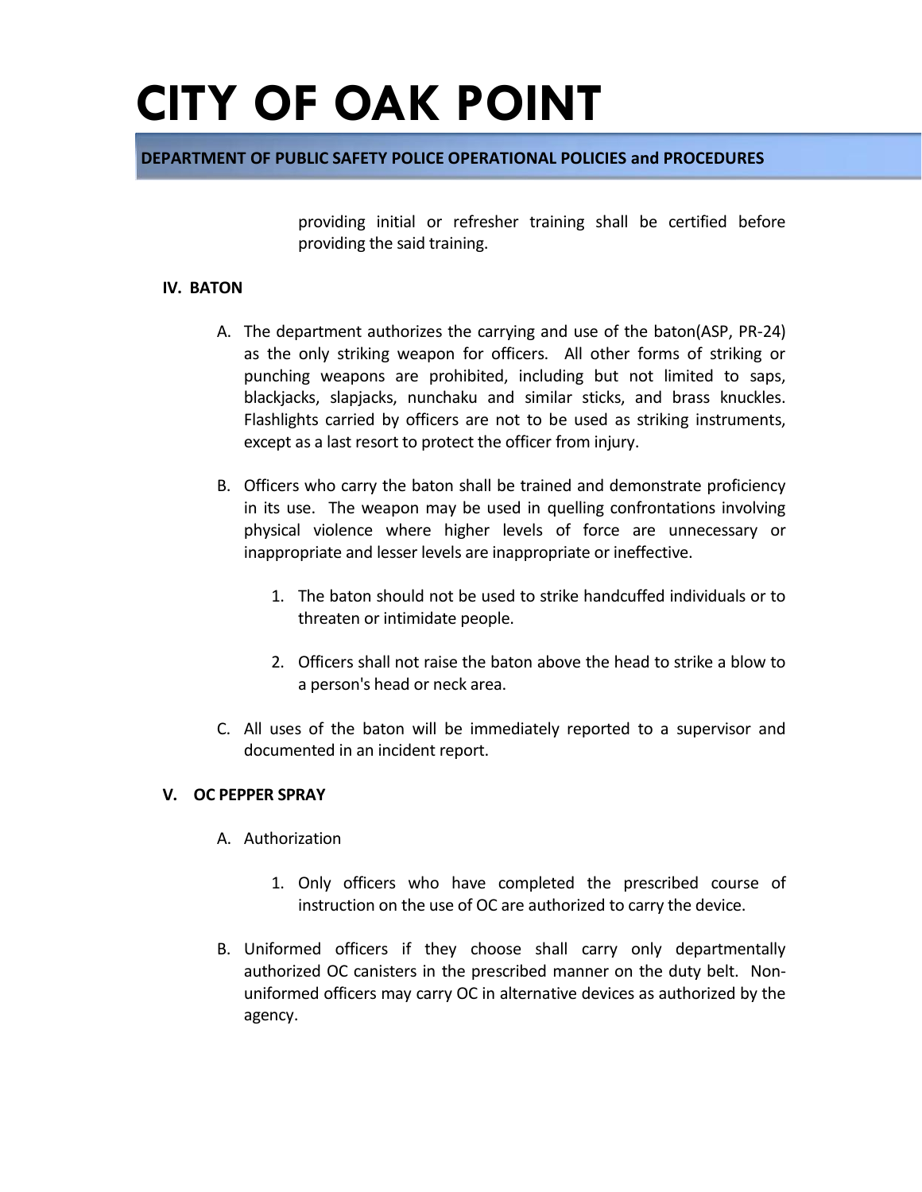providing initial or refresher training shall be certified before providing the said training.

## IV. BATON

A. The department authorizes the carrying and use of the baton(ASP, PR-24) as the only striking weapon for officers. All other forms of striking or punching weapons are prohibited, including but not limited to saps, blackjacks, slapjacks, nunchaku and similar sticks, and brass knuckles. Flashlights carried by officers are not to be used as striking instruments, except as a last resort to protect the officer from injury.

B. Officers who carry the baton shall be trained and demonstrate proficiency in its use. The weapon may be used in quelling confrontations involving physical violence where higher levels of force are unnecessary or inappropriate and lesser levels are inappropriate or ineffective.

   1. The baton should not be used to strike handcuffed individuals or to threaten or intimidate people.

   2. Officers shall not raise the baton above the head to strike a blow to a person's head or neck area.

C. All uses of the baton will be immediately reported to a supervisor and documented in an incident report.

## V. OC PEPPER SPRAY

A. Authorization

   1. Only officers who have completed the prescribed course of instruction on the use of OC are authorized to carry the device.

B. Uniformed officers if they choose shall carry only departmentally authorized OC canisters in the prescribed manner on the duty belt. Non-uniformed officers may carry OC in alternative devices as authorized by the agency.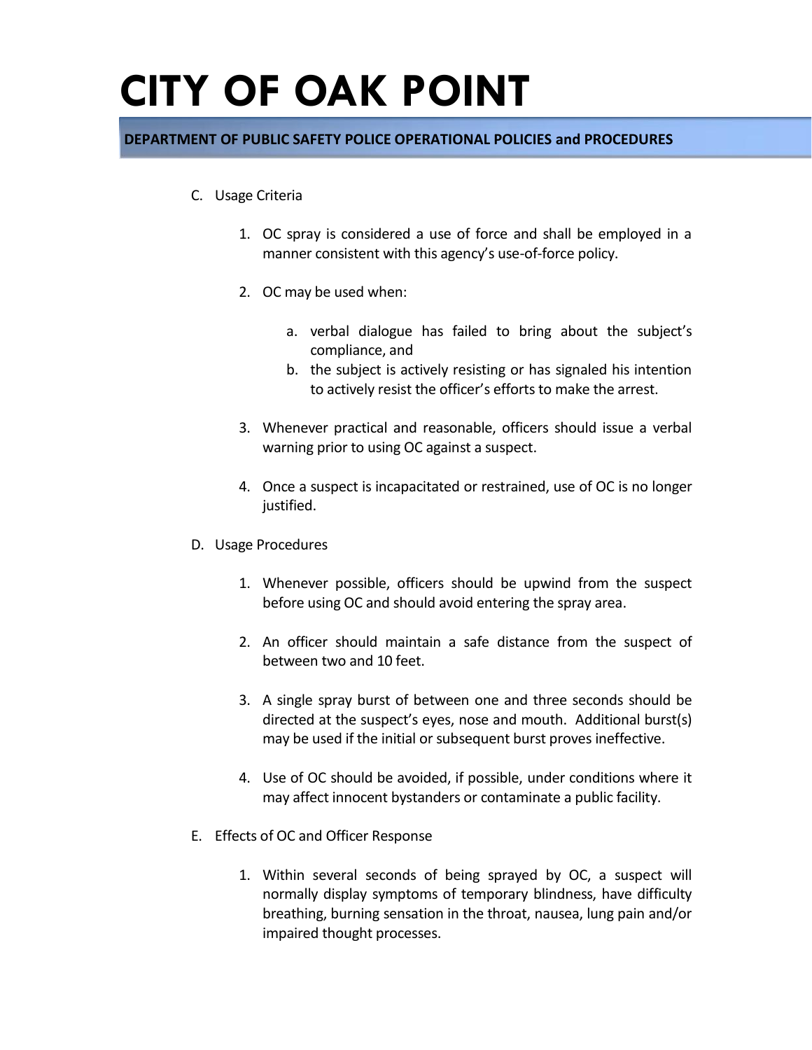C. Usage Criteria

1. OC spray is considered a use of force and shall be employed in a manner consistent with this agency's use-of-force policy.

2. OC may be used when:

   a. verbal dialogue has failed to bring about the subject's compliance, and
   b. the subject is actively resisting or has signaled his intention to actively resist the officer's efforts to make the arrest.

3. Whenever practical and reasonable, officers should issue a verbal warning prior to using OC against a suspect.

4. Once a suspect is incapacitated or restrained, use of OC is no longer justified.

D. Usage Procedures

1. Whenever possible, officers should be upwind from the suspect before using OC and should avoid entering the spray area.

2. An officer should maintain a safe distance from the suspect of between two and 10 feet.

3. A single spray burst of between one and three seconds should be directed at the suspect's eyes, nose and mouth. Additional burst(s) may be used if the initial or subsequent burst proves ineffective.

4. Use of OC should be avoided, if possible, under conditions where it may affect innocent bystanders or contaminate a public facility.

E. Effects of OC and Officer Response

1. Within several seconds of being sprayed by OC, a suspect will normally display symptoms of temporary blindness, have difficulty breathing, burning sensation in the throat, nausea, lung pain and/or impaired thought processes.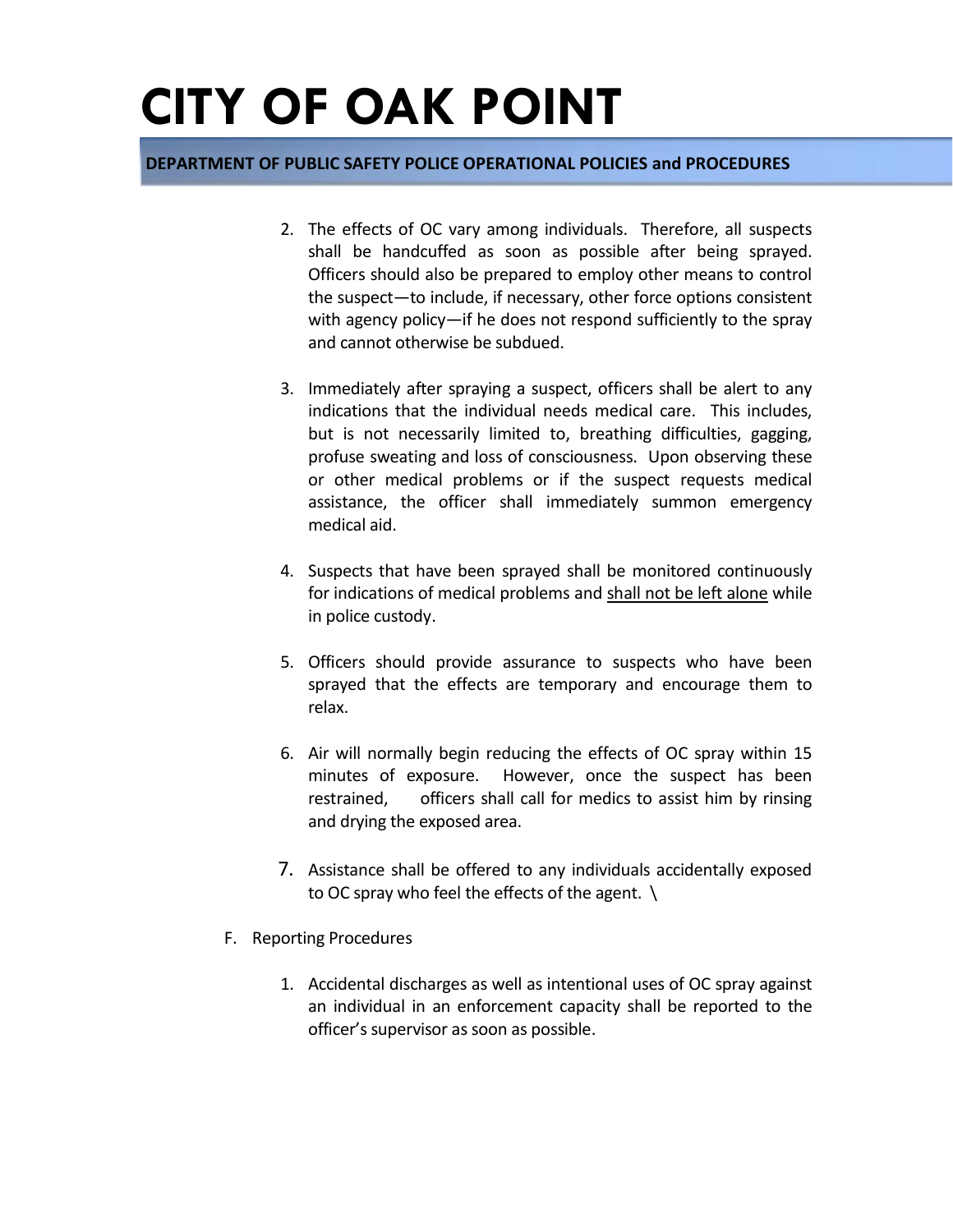2. The effects of OC vary among individuals. Therefore, all suspects shall be handcuffed as soon as possible after being sprayed. Officers should also be prepared to employ other means to control the suspect—to include, if necessary, other force options consistent with agency policy—if he does not respond sufficiently to the spray and cannot otherwise be subdued.

3. Immediately after spraying a suspect, officers shall be alert to any indications that the individual needs medical care. This includes, but is not necessarily limited to, breathing difficulties, gagging, profuse sweating and loss of consciousness. Upon observing these or other medical problems or if the suspect requests medical assistance, the officer shall immediately summon emergency medical aid.

4. Suspects that have been sprayed shall be monitored continuously for indications of medical problems and <u>shall not be left alone</u> while in police custody.

5. Officers should provide assurance to suspects who have been sprayed that the effects are temporary and encourage them to relax.

6. Air will normally begin reducing the effects of OC spray within 15 minutes of exposure. However, once the suspect has been restrained, officers shall call for medics to assist him by rinsing and drying the exposed area.

7. Assistance shall be offered to any individuals accidentally exposed to OC spray who feel the effects of the agent. \

F. Reporting Procedures

   1. Accidental discharges as well as intentional uses of OC spray against an individual in an enforcement capacity shall be reported to the officer's supervisor as soon as possible.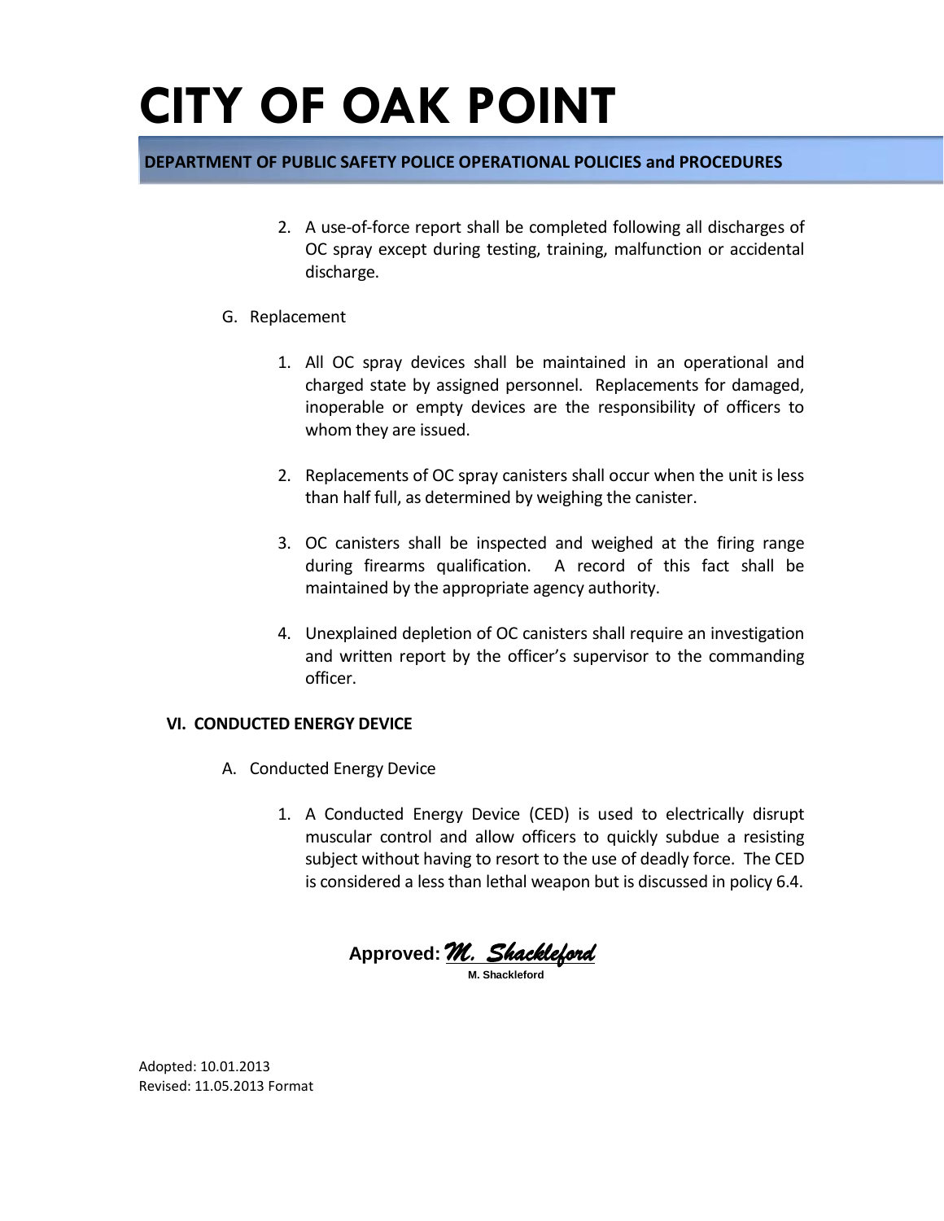2. A use-of-force report shall be completed following all discharges of OC spray except during testing, training, malfunction or accidental discharge.

G. Replacement

1. All OC spray devices shall be maintained in an operational and charged state by assigned personnel. Replacements for damaged, inoperable or empty devices are the responsibility of officers to whom they are issued.

2. Replacements of OC spray canisters shall occur when the unit is less than half full, as determined by weighing the canister.

3. OC canisters shall be inspected and weighed at the firing range during firearms qualification. A record of this fact shall be maintained by the appropriate agency authority.

4. Unexplained depletion of OC canisters shall require an investigation and written report by the officer's supervisor to the commanding officer.

## VI. CONDUCTED ENERGY DEVICE

A. Conducted Energy Device

1. A Conducted Energy Device (CED) is used to electrically disrupt muscular control and allow officers to quickly subdue a resisting subject without having to resort to the use of deadly force. The CED is considered a less than lethal weapon but is discussed in policy 6.4.

**Approved:** *M. Shackleford*

M. Shackleford

Adopted: 10.01.2013
Revised: 11.05.2013 Format